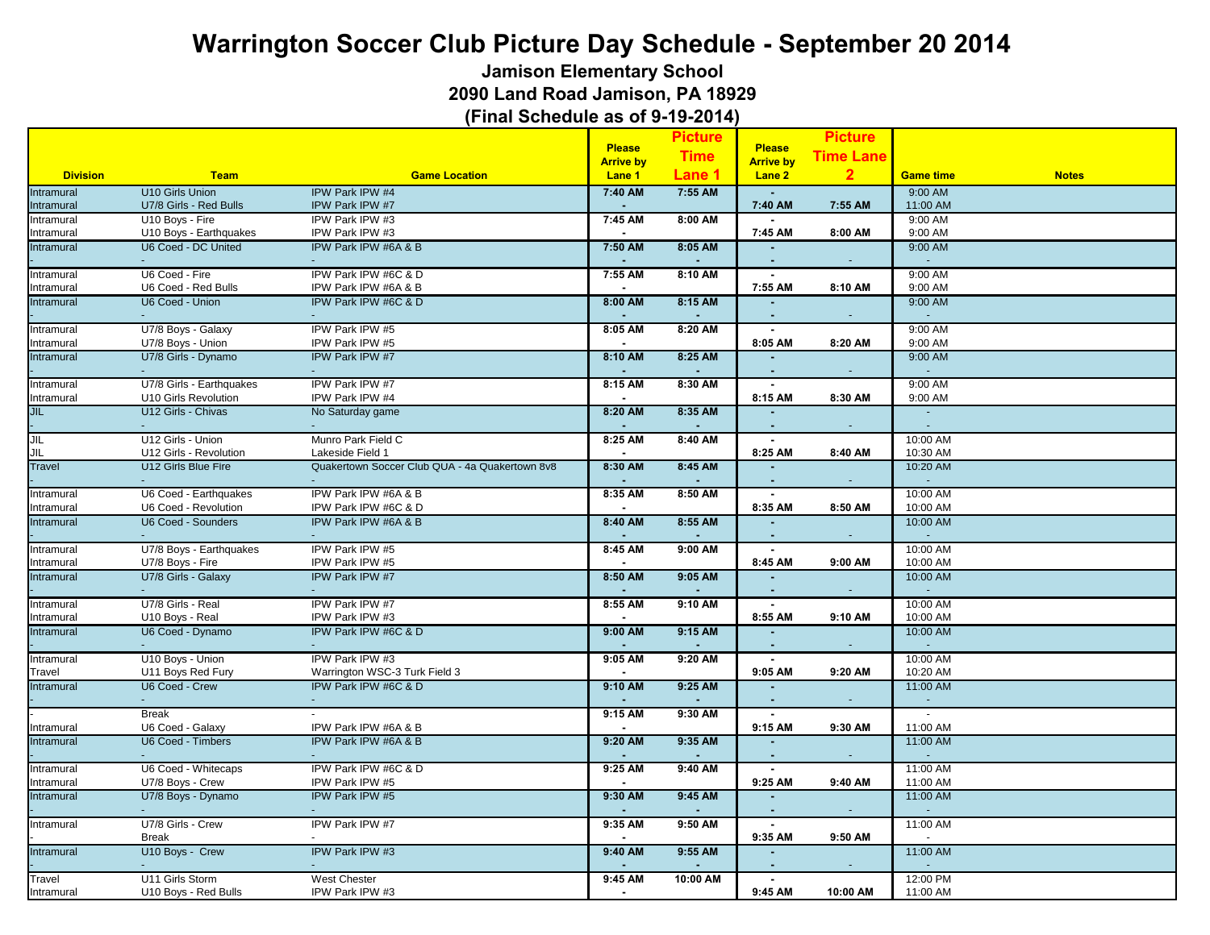# Warrington Soccer Club Picture Day Schedule - September 20 2014

## Jamison Elementary School

## 2090 Land Road Jamison, PA 18929

## (Final Schedule as of 9-19-2014)

| Division | Team | Game Location | Please Arrive by Lane 1 | Picture Time Lane 1 | Please Arrive by Lane 2 | Picture Time Lane 2 | Game time | Notes |
|---|---|---|---|---|---|---|---|---|
| Intramural | U10 Girls Union | IPW Park IPW #4 | 7:40 AM | 7:55 AM | - | | 9:00 AM | |
| Intramural | U7/8 Girls - Red Bulls | IPW Park IPW #7 | - | | 7:40 AM | 7:55 AM | 11:00 AM | |
| Intramural | U10 Boys - Fire | IPW Park IPW #3 | 7:45 AM | 8:00 AM | - | | 9:00 AM | |
| Intramural | U10 Boys - Earthquakes | IPW Park IPW #3 | - | | 7:45 AM | 8:00 AM | 9:00 AM | |
| Intramural | U6 Coed - DC United | IPW Park IPW #6A & B | 7:50 AM | 8:05 AM | - | | 9:00 AM | |
| - | - | - | - | - | - | - | - | |
| Intramural | U6 Coed - Fire | IPW Park IPW #6C & D | 7:55 AM | 8:10 AM | - | | 9:00 AM | |
| Intramural | U6 Coed - Red Bulls | IPW Park IPW #6A & B | - | | 7:55 AM | 8:10 AM | 9:00 AM | |
| Intramural | U6 Coed - Union | IPW Park IPW #6C & D | 8:00 AM | 8:15 AM | - | | 9:00 AM | |
| - | - | - | - | - | - | - | - | |
| Intramural | U7/8 Boys - Galaxy | IPW Park IPW #5 | 8:05 AM | 8:20 AM | - | | 9:00 AM | |
| Intramural | U7/8 Boys - Union | IPW Park IPW #5 | - | | 8:05 AM | 8:20 AM | 9:00 AM | |
| Intramural | U7/8 Girls - Dynamo | IPW Park IPW #7 | 8:10 AM | 8:25 AM | - | | 9:00 AM | |
| - | - | - | - | - | - | - | - | |
| Intramural | U7/8 Girls - Earthquakes | IPW Park IPW #7 | 8:15 AM | 8:30 AM | - | | 9:00 AM | |
| Intramural | U10 Girls Revolution | IPW Park IPW #4 | - | | 8:15 AM | 8:30 AM | 9:00 AM | |
| JIL | U12 Girls - Chivas | No Saturday game | 8:20 AM | 8:35 AM | - | | - | |
| - | - | - | - | - | - | - | - | |
| JIL | U12 Girls - Union | Munro Park Field C | 8:25 AM | 8:40 AM | - | | 10:00 AM | |
| JIL | U12 Girls - Revolution | Lakeside Field 1 | - | | 8:25 AM | 8:40 AM | 10:30 AM | |
| Travel | U12 Girls Blue Fire | Quakertown Soccer Club QUA - 4a Quakertown 8v8 | 8:30 AM | 8:45 AM | - | | 10:20 AM | |
| - | - | - | - | - | - | - | - | |
| Intramural | U6 Coed - Earthquakes | IPW Park IPW #6A & B | 8:35 AM | 8:50 AM | - | | 10:00 AM | |
| Intramural | U6 Coed - Revolution | IPW Park IPW #6C & D | - | | 8:35 AM | 8:50 AM | 10:00 AM | |
| Intramural | U6 Coed - Sounders | IPW Park IPW #6A & B | 8:40 AM | 8:55 AM | - | | 10:00 AM | |
| - | - | - | - | - | - | - | - | |
| Intramural | U7/8 Boys - Earthquakes | IPW Park IPW #5 | 8:45 AM | 9:00 AM | - | | 10:00 AM | |
| Intramural | U7/8 Boys - Fire | IPW Park IPW #5 | - | | 8:45 AM | 9:00 AM | 10:00 AM | |
| Intramural | U7/8 Girls - Galaxy | IPW Park IPW #7 | 8:50 AM | 9:05 AM | - | | 10:00 AM | |
| - | - | - | - | - | - | - | - | |
| Intramural | U7/8 Girls - Real | IPW Park IPW #7 | 8:55 AM | 9:10 AM | - | | 10:00 AM | |
| Intramural | U10 Boys - Real | IPW Park IPW #3 | - | | 8:55 AM | 9:10 AM | 10:00 AM | |
| Intramural | U6 Coed - Dynamo | IPW Park IPW #6C & D | 9:00 AM | 9:15 AM | - | | 10:00 AM | |
| - | - | - | - | - | - | - | - | |
| Intramural | U10 Boys - Union | IPW Park IPW #3 | 9:05 AM | 9:20 AM | - | | 10:00 AM | |
| Travel | U11 Boys Red Fury | Warrington WSC-3 Turk Field 3 | - | | 9:05 AM | 9:20 AM | 10:20 AM | |
| Intramural | U6 Coed - Crew | IPW Park IPW #6C & D | 9:10 AM | 9:25 AM | - | | 11:00 AM | |
| - | - | - | - | - | - | - | - | |
| - | Break | - | 9:15 AM | 9:30 AM | - | | - | |
| Intramural | U6 Coed - Galaxy | IPW Park IPW #6A & B | - | | 9:15 AM | 9:30 AM | 11:00 AM | |
| Intramural | U6 Coed - Timbers | IPW Park IPW #6A & B | 9:20 AM | 9:35 AM | - | | 11:00 AM | |
| - | - | - | - | - | - | - | - | |
| Intramural | U6 Coed - Whitecaps | IPW Park IPW #6C & D | 9:25 AM | 9:40 AM | - | | 11:00 AM | |
| Intramural | U7/8 Boys - Crew | IPW Park IPW #5 | - | | 9:25 AM | 9:40 AM | 11:00 AM | |
| Intramural | U7/8 Boys - Dynamo | IPW Park IPW #5 | 9:30 AM | 9:45 AM | - | | 11:00 AM | |
| - | - | - | - | - | - | - | - | |
| Intramural | U7/8 Girls - Crew | IPW Park IPW #7 | 9:35 AM | 9:50 AM | - | | 11:00 AM | |
| - | Break | - | - | | 9:35 AM | 9:50 AM | - | |
| Intramural | U10 Boys - Crew | IPW Park IPW #3 | 9:40 AM | 9:55 AM | - | | 11:00 AM | |
| - | - | - | - | - | - | - | - | |
| Travel | U11 Girls Storm | West Chester | 9:45 AM | 10:00 AM | - | | 12:00 PM | |
| Intramural | U10 Boys - Red Bulls | IPW Park IPW #3 | - | | 9:45 AM | 10:00 AM | 11:00 AM | |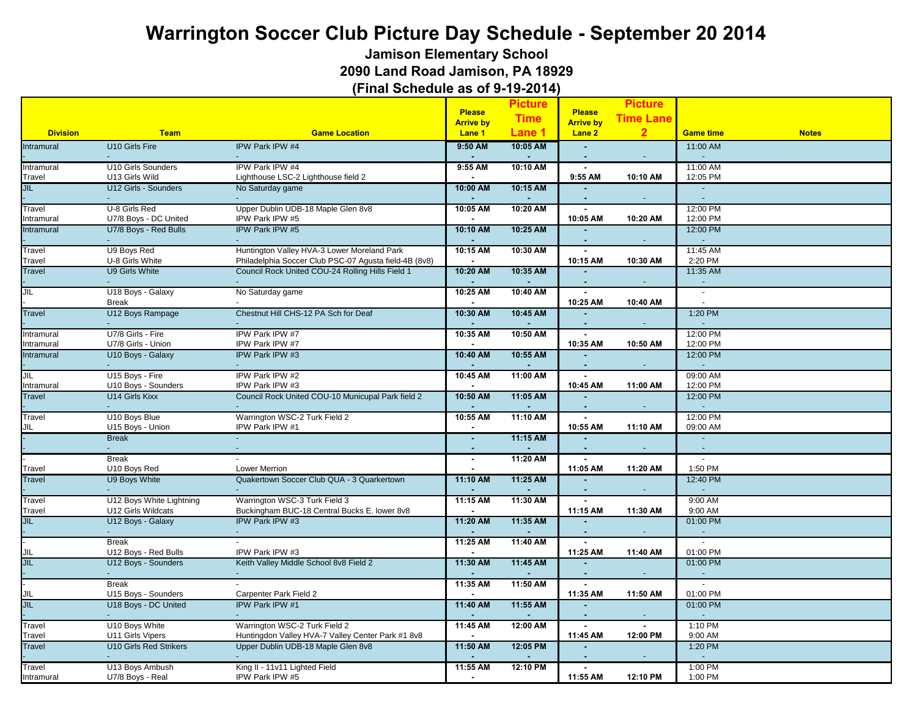# Warrington Soccer Club Picture Day Schedule - September 20 2014

### Jamison Elementary School
### 2090 Land Road Jamison, PA 18929
### (Final Schedule as of 9-19-2014)

| Division | Team | Game Location | Please Arrive by Lane 1 | Picture Time Lane 1 | Please Arrive by Lane 2 | Picture Time Lane 2 | Game time | Notes |
|---|---|---|---|---|---|---|---|---|
| Intramural | U10 Girls Fire | IPW Park IPW #4 | 9:50 AM | 10:05 AM | - | | 11:00 AM | |
| | - | | - | - | - | - | - | |
| Intramural | U10 Girls Sounders | IPW Park IPW #4 | 9:55 AM | 10:10 AM | - | | 11:00 AM | |
| Travel | U13 Girls Wild | Lighthouse LSC-2 Lighthouse field 2 | - | | 9:55 AM | 10:10 AM | 12:05 PM | |
| JIL | U12 Girls - Sounders | No Saturday game | 10:00 AM | 10:15 AM | - | | - | |
| - | - | - | - | - | - | - | - | |
| Travel | U-8 Girls Red | Upper Dublin UDB-18 Maple Glen 8v8 | 10:05 AM | 10:20 AM | - | | 12:00 PM | |
| Intramural | U7/8 Boys - DC United | IPW Park IPW #5 | - | | 10:05 AM | 10:20 AM | 12:00 PM | |
| Intramural | U7/8 Boys - Red Bulls | IPW Park IPW #5 | 10:10 AM | 10:25 AM | - | | 12:00 PM | |
| | - | | - | - | - | - | - | |
| Travel | U9 Boys Red | Huntington Valley HVA-3 Lower Moreland Park | 10:15 AM | 10:30 AM | - | | 11:45 AM | |
| Travel | U-8 Girls White | Philadelphia Soccer Club PSC-07 Agusta field-4B (8v8) | - | | 10:15 AM | 10:30 AM | 2:20 PM | |
| Travel | U9 Girls White | Council Rock United COU-24 Rolling Hills Field 1 | 10:20 AM | 10:35 AM | - | | 11:35 AM | |
| | - | - | - | - | - | - | - | |
| JIL | U18 Boys - Galaxy | No Saturday game | 10:25 AM | 10:40 AM | - | | - | |
| - | Break | - | - | | 10:25 AM | 10:40 AM | - | |
| Travel | U12 Boys Rampage | Chestnut Hill CHS-12 PA Sch for Deaf | 10:30 AM | 10:45 AM | - | | 1:20 PM | |
| | - | | - | - | - | - | - | |
| Intramural | U7/8 Girls - Fire | IPW Park IPW #7 | 10:35 AM | 10:50 AM | - | | 12:00 PM | |
| Intramural | U7/8 Girls - Union | IPW Park IPW #7 | - | | 10:35 AM | 10:50 AM | 12:00 PM | |
| Intramural | U10 Boys - Galaxy | IPW Park IPW #3 | 10:40 AM | 10:55 AM | - | | 12:00 PM | |
| | - | - | - | - | - | - | - | |
| JIL | U15 Boys - Fire | IPW Park IPW #2 | 10:45 AM | 11:00 AM | - | | 09:00 AM | |
| Intramural | U10 Boys - Sounders | IPW Park IPW #3 | - | | 10:45 AM | 11:00 AM | 12:00 PM | |
| Travel | U14 Girls Kixx | Council Rock United COU-10 Municupal Park field 2 | 10:50 AM | 11:05 AM | - | | 12:00 PM | |
| | - | | - | - | - | - | - | |
| Travel | U10 Boys Blue | Warrington WSC-2 Turk Field 2 | 10:55 AM | 11:10 AM | - | | 12:00 PM | |
| JIL | U15 Boys - Union | IPW Park IPW #1 | - | | 10:55 AM | 11:10 AM | 09:00 AM | |
| - | Break | - | - | 11:15 AM | - | | - | |
| | - | - | - | - | - | - | - | |
| - | Break | - | - | 11:20 AM | - | | - | |
| Travel | U10 Boys Red | Lower Merrion | - | | 11:05 AM | 11:20 AM | 1:50 PM | |
| Travel | U9 Boys White | Quakertown Soccer Club QUA - 3 Quarkertown | 11:10 AM | 11:25 AM | - | | 12:40 PM | |
| - | - | - | - | - | - | - | - | |
| Travel | U12 Boys White Lightning | Warrington WSC-3 Turk Field 3 | 11:15 AM | 11:30 AM | - | | 9:00 AM | |
| Travel | U12 Girls Wildcats | Buckingham BUC-18 Central Bucks E. lower 8v8 | - | | 11:15 AM | 11:30 AM | 9:00 AM | |
| JIL | U12 Boys - Galaxy | IPW Park IPW #3 | 11:20 AM | 11:35 AM | - | | 01:00 PM | |
| - | - | - | - | - | - | - | - | |
| - | Break | - | 11:25 AM | 11:40 AM | - | | - | |
| JIL | U12 Boys - Red Bulls | IPW Park IPW #3 | - | | 11:25 AM | 11:40 AM | 01:00 PM | |
| JIL | U12 Boys - Sounders | Keith Valley Middle School 8v8 Field 2 | 11:30 AM | 11:45 AM | - | | 01:00 PM | |
| | - | - | - | - | - | - | - | |
| - | Break | - | 11:35 AM | 11:50 AM | - | | - | |
| JIL | U15 Boys - Sounders | Carpenter Park Field 2 | - | | 11:35 AM | 11:50 AM | 01:00 PM | |
| JIL | U18 Boys - DC United | IPW Park IPW #1 | 11:40 AM | 11:55 AM | - | | 01:00 PM | |
| - | - | - | - | - | - | - | - | |
| Travel | U10 Boys White | Warrington WSC-2 Turk Field 2 | 11:45 AM | 12:00 AM | - | - | 1:10 PM | |
| Travel | U11 Girls Vipers | Huntington Valley HVA-7 Valley Center Park #1 8v8 | - | | 11:45 AM | 12:00 PM | 9:00 AM | |
| Travel | U10 Girls Red Strikers | Upper Dublin UDB-18 Maple Glen 8v8 | 11:50 AM | 12:05 PM | - | | 1:20 PM | |
| - | - | - | - | - | - | - | - | |
| Travel | U13 Boys Ambush | King II - 11v11 Lighted Field | 11:55 AM | 12:10 PM | - | | 1:00 PM | |
| Intramural | U7/8 Boys - Real | IPW Park IPW #5 | - | | 11:55 AM | 12:10 PM | 1:00 PM | |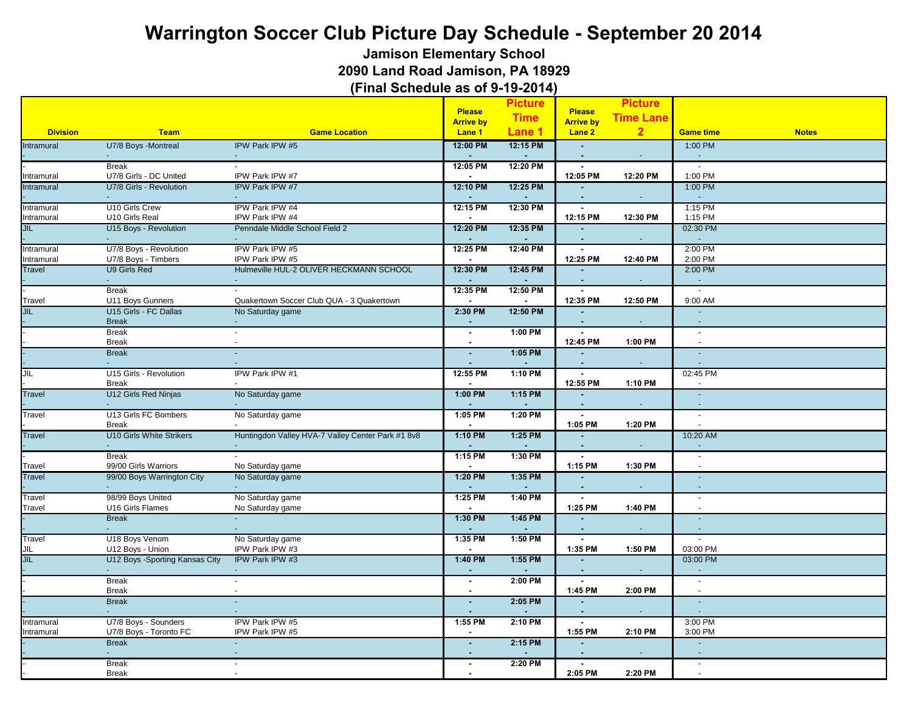# Warrington Soccer Club Picture Day Schedule - September 20 2014

### Jamison Elementary School

### 2090 Land Road Jamison, PA 18929

### (Final Schedule as of 9-19-2014)

| Division | Team | Game Location | Please Arrive by Lane 1 | Picture Time Lane 1 | Please Arrive by Lane 2 | Picture Time Lane 2 | Game time | Notes |
|---|---|---|---|---|---|---|---|---|
| Intramural | U7/8 Boys -Montreal | IPW Park IPW #5 | 12:00 PM | 12:15 PM | - | | 1:00 PM | |
| - | - | - | - | - | - | - | - | |
| - | Break | - | 12:05 PM | 12:20 PM | - | | - | |
| Intramural | U7/8 Girls - DC United | IPW Park IPW #7 | - | | 12:05 PM | 12:20 PM | 1:00 PM | |
| Intramural | U7/8 Girls - Revolution | IPW Park IPW #7 | 12:10 PM | 12:25 PM | - | | 1:00 PM | |
| - | - | - | - | - | - | - | - | |
| Intramural | U10 Girls Crew | IPW Park IPW #4 | 12:15 PM | 12:30 PM | - | | 1:15 PM | |
| Intramural | U10 Girls Real | IPW Park IPW #4 | - | | 12:15 PM | 12:30 PM | 1:15 PM | |
| JIL | U15 Boys - Revolution | Penndale Middle School Field 2 | 12:20 PM | 12:35 PM | - | | 02:30 PM | |
| - | - | - | - | - | - | - | - | |
| Intramural | U7/8 Boys - Revolution | IPW Park IPW #5 | 12:25 PM | 12:40 PM | - | | 2:00 PM | |
| Intramural | U7/8 Boys - Timbers | IPW Park IPW #5 | - | | 12:25 PM | 12:40 PM | 2:00 PM | |
| Travel | U9 Girls Red | Hulmeville HUL-2 OLIVER HECKMANN SCHOOL | 12:30 PM | 12:45 PM | - | | 2:00 PM | |
| - | - | - | - | - | - | - | - | |
| - | Break | - | 12:35 PM | 12:50 PM | - | | - | |
| Travel | U11 Boys Gunners | Quakertown Soccer Club QUA - 3 Quakertown | - | - | 12:35 PM | 12:50 PM | 9:00 AM | |
| JIL | U15 Girls - FC Dallas | No Saturday game | 2:30 PM | 12:50 PM | - | | - | |
| - | Break | - | - | | - | - | - | |
| - | Break | - | - | 1:00 PM | - | | - | |
| - | Break | - | - | | 12:45 PM | 1:00 PM | - | |
| - | Break | - | - | 1:05 PM | - | | - | |
| - | - | - | - | - | - | - | - | |
| JIL | U15 Girls - Revolution | IPW Park IPW #1 | 12:55 PM | 1:10 PM | - | | 02:45 PM | |
| - | Break | - | - | | 12:55 PM | 1:10 PM | - | |
| Travel | U12 Girls Red Ninjas | No Saturday game | 1:00 PM | 1:15 PM | - | | - | |
| - | - | - | - | - | - | - | - | |
| Travel | U13 Girls FC Bombers | No Saturday game | 1:05 PM | 1:20 PM | - | | - | |
| - | Break | - | - | | 1:05 PM | 1:20 PM | - | |
| Travel | U10 Girls White Strikers | Huntingdon Valley HVA-7 Valley Center Park #1 8v8 | 1:10 PM | 1:25 PM | - | | 10:20 AM | |
| - | - | - | - | - | - | - | - | |
| - | Break | - | 1:15 PM | 1:30 PM | - | | - | |
| Travel | 99/00 Girls Warriors | No Saturday game | - | | 1:15 PM | 1:30 PM | - | |
| Travel | 99/00 Boys Warrington City | No Saturday game | 1:20 PM | 1:35 PM | - | | - | |
| - | - | - | - | - | - | - | - | |
| Travel | 98/99 Boys United | No Saturday game | 1:25 PM | 1:40 PM | - | | - | |
| Travel | U16 Girls Flames | No Saturday game | - | | 1:25 PM | 1:40 PM | - | |
| - | Break | - | 1:30 PM | 1:45 PM | - | | - | |
| - | - | - | - | - | - | - | - | |
| Travel | U18 Boys Venom | No Saturday game | 1:35 PM | 1:50 PM | - | | - | |
| JIL | U12 Boys - Union | IPW Park IPW #3 | - | | 1:35 PM | 1:50 PM | 03:00 PM | |
| JIL | U12 Boys -Sporting Kansas City | IPW Park IPW #3 | 1:40 PM | 1:55 PM | - | | 03:00 PM | |
| - | - | - | - | - | - | - | - | |
| - | Break | - | - | 2:00 PM | - | | - | |
| - | Break | - | - | | 1:45 PM | 2:00 PM | - | |
| - | Break | - | - | 2:05 PM | - | | - | |
| - | - | - | - | - | - | - | - | |
| Intramural | U7/8 Boys - Sounders | IPW Park IPW #5 | 1:55 PM | 2:10 PM | - | | 3:00 PM | |
| Intramural | U7/8 Boys - Toronto FC | IPW Park IPW #5 | - | | 1:55 PM | 2:10 PM | 3:00 PM | |
| - | Break | - | - | 2:15 PM | - | | - | |
| - | - | - | - | - | - | - | - | |
| - | Break | - | - | 2:20 PM | - | | - | |
| - | Break | - | - | | 2:05 PM | 2:20 PM | - | |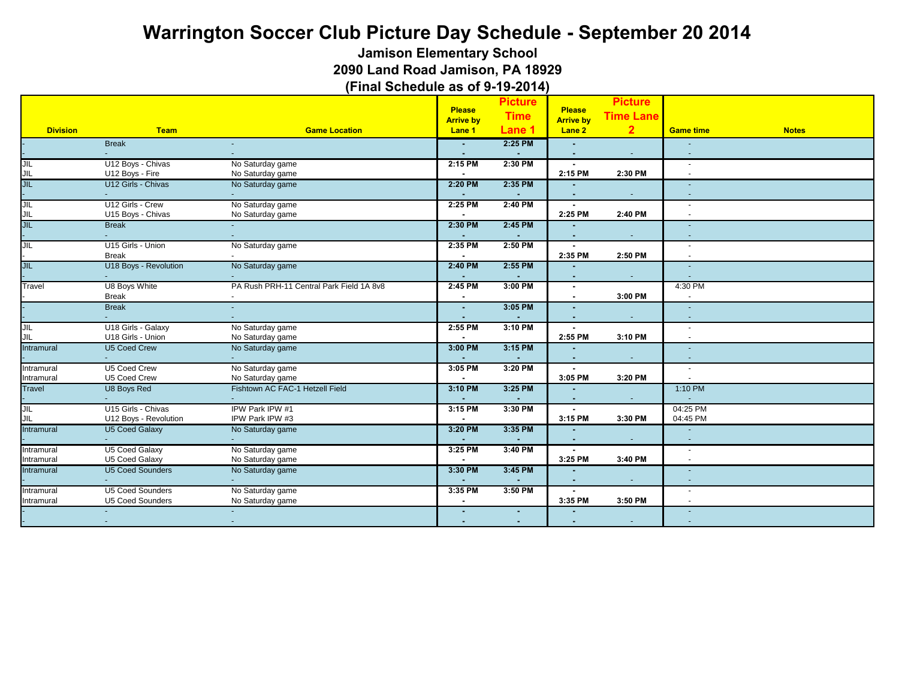# Warrington Soccer Club Picture Day Schedule - September 20 2014

### Jamison Elementary School

### 2090 Land Road Jamison, PA 18929

### (Final Schedule as of 9-19-2014)

| Division | Team | Game Location | Please Arrive by Lane 1 | Picture Time Lane 1 | Please Arrive by Lane 2 | Picture Time Lane 2 | Game time | Notes |
|---|---|---|---|---|---|---|---|---|
| - | Break | - | - | 2:25 PM | - | | - | |
| - | - | - | - | - | - | - | - | |
| JIL | U12 Boys - Chivas | No Saturday game | 2:15 PM | 2:30 PM | - | | - | |
| JIL | U12 Boys - Fire | No Saturday game | - | | 2:15 PM | 2:30 PM | - | |
| JIL | U12 Girls - Chivas | No Saturday game | 2:20 PM | 2:35 PM | - | | - | |
| - | - | - | - | - | - | - | - | |
| JIL | U12 Girls - Crew | No Saturday game | 2:25 PM | 2:40 PM | - | | - | |
| JIL | U15 Boys - Chivas | No Saturday game | - | | 2:25 PM | 2:40 PM | - | |
| JIL | Break | - | 2:30 PM | 2:45 PM | - | | - | |
| - | - | - | - | - | - | - | - | |
| JIL | U15 Girls - Union | No Saturday game | 2:35 PM | 2:50 PM | - | | - | |
| - | Break | - | - | | 2:35 PM | 2:50 PM | - | |
| JIL | U18 Boys - Revolution | No Saturday game | 2:40 PM | 2:55 PM | - | | - | |
| - | - | - | - | - | - | - | - | |
| Travel | U8 Boys White | PA Rush PRH-11 Central Park Field 1A 8v8 | 2:45 PM | 3:00 PM | - | | 4:30 PM | |
| - | Break | - | - | | - | 3:00 PM | - | |
| - | Break | - | - | 3:05 PM | - | | - | |
| - | - | - | - | - | - | - | - | |
| JIL | U18 Girls - Galaxy | No Saturday game | 2:55 PM | 3:10 PM | - | | - | |
| JIL | U18 Girls - Union | No Saturday game | - | | 2:55 PM | 3:10 PM | - | |
| Intramural | U5 Coed Crew | No Saturday game | 3:00 PM | 3:15 PM | - | | - | |
| - | - | - | - | - | - | - | - | |
| Intramural | U5 Coed Crew | No Saturday game | 3:05 PM | 3:20 PM | - | | - | |
| Intramural | U5 Coed Crew | No Saturday game | - | | 3:05 PM | 3:20 PM | - | |
| Travel | U8 Boys Red | Fishtown AC FAC-1 Hetzell Field | 3:10 PM | 3:25 PM | - | | 1:10 PM | |
| - | - | - | - | - | - | - | - | |
| JIL | U15 Girls - Chivas | IPW Park IPW #1 | 3:15 PM | 3:30 PM | - | | 04:25 PM | |
| JIL | U12 Boys - Revolution | IPW Park IPW #3 | - | | 3:15 PM | 3:30 PM | 04:45 PM | |
| Intramural | U5 Coed Galaxy | No Saturday game | 3:20 PM | 3:35 PM | - | | - | |
| - | - | - | - | - | - | - | - | |
| Intramural | U5 Coed Galaxy | No Saturday game | 3:25 PM | 3:40 PM | - | | - | |
| Intramural | U5 Coed Galaxy | No Saturday game | - | | 3:25 PM | 3:40 PM | - | |
| Intramural | U5 Coed Sounders | No Saturday game | 3:30 PM | 3:45 PM | - | | - | |
| - | - | - | - | - | - | - | - | |
| Intramural | U5 Coed Sounders | No Saturday game | 3:35 PM | 3:50 PM | - | | - | |
| Intramural | U5 Coed Sounders | No Saturday game | - | | 3:35 PM | 3:50 PM | - | |
| - | - | - | - | - | - | | - | |
| - | - | - | - | - | - | - | - | |